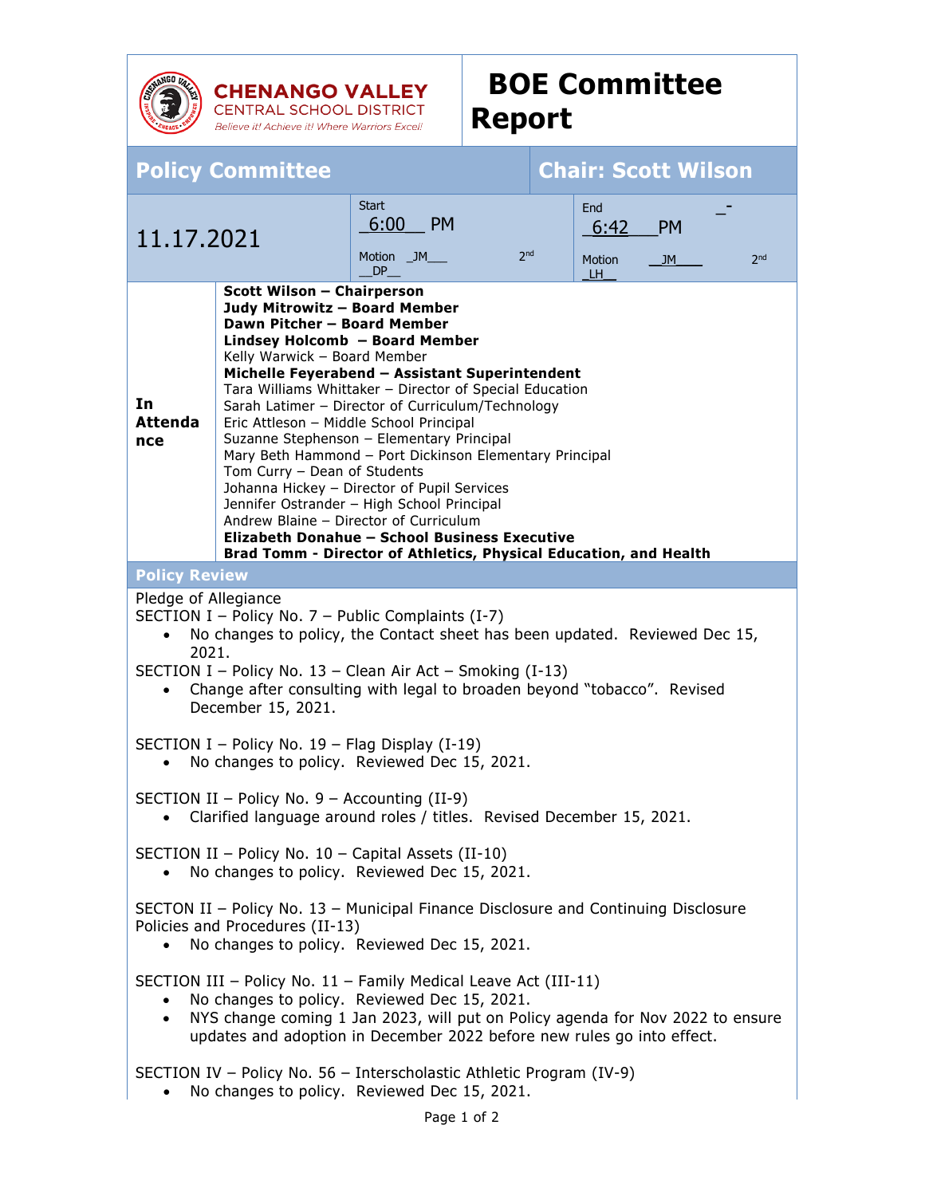**CHENANGO VALLEY**
CENTRAL SCHOOL DISTRICT
*Believe it! Achieve it! Where Warriors Excel!*

# BOE Committee Report

## Policy Committee — Chair: Scott Wilson

| | | |
|---|---|---|
| 11.17.2021 | Start 6:00 PM<br>Motion JM 2nd DP | End 6:42 PM<br>Motion JM 2nd LH |

**In Attendance**

**Scott Wilson – Chairperson**
**Judy Mitrowitz – Board Member**
**Dawn Pitcher – Board Member**
**Lindsey Holcomb – Board Member**
Kelly Warwick – Board Member
**Michelle Feyerabend – Assistant Superintendent**
Tara Williams Whittaker – Director of Special Education
Sarah Latimer – Director of Curriculum/Technology
Eric Attleson – Middle School Principal
Suzanne Stephenson – Elementary Principal
Mary Beth Hammond – Port Dickinson Elementary Principal
Tom Curry – Dean of Students
Johanna Hickey – Director of Pupil Services
Jennifer Ostrander – High School Principal
Andrew Blaine – Director of Curriculum
**Elizabeth Donahue – School Business Executive**
**Brad Tomm - Director of Athletics, Physical Education, and Health**

### Policy Review

Pledge of Allegiance

SECTION I – Policy No. 7 – Public Complaints (I-7)
- No changes to policy, the Contact sheet has been updated. Reviewed Dec 15, 2021.

SECTION I – Policy No. 13 – Clean Air Act – Smoking (I-13)
- Change after consulting with legal to broaden beyond "tobacco". Revised December 15, 2021.

SECTION I – Policy No. 19 – Flag Display (I-19)
- No changes to policy. Reviewed Dec 15, 2021.

SECTION II – Policy No. 9 – Accounting (II-9)
- Clarified language around roles / titles. Revised December 15, 2021.

SECTION II – Policy No. 10 – Capital Assets (II-10)
- No changes to policy. Reviewed Dec 15, 2021.

SECTON II – Policy No. 13 – Municipal Finance Disclosure and Continuing Disclosure Policies and Procedures (II-13)
- No changes to policy. Reviewed Dec 15, 2021.

SECTION III – Policy No. 11 – Family Medical Leave Act (III-11)
- No changes to policy. Reviewed Dec 15, 2021.
- NYS change coming 1 Jan 2023, will put on Policy agenda for Nov 2022 to ensure updates and adoption in December 2022 before new rules go into effect.

SECTION IV – Policy No. 56 – Interscholastic Athletic Program (IV-9)
- No changes to policy. Reviewed Dec 15, 2021.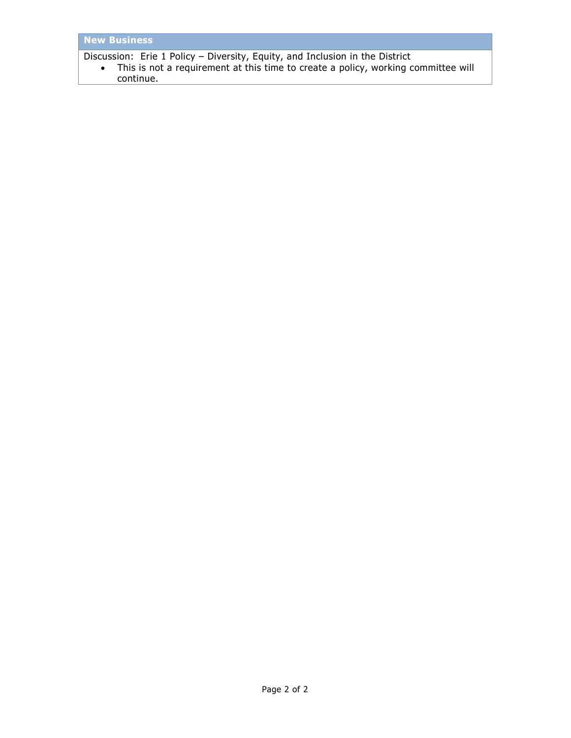## New Business

Discussion: Erie 1 Policy – Diversity, Equity, and Inclusion in the District

- This is not a requirement at this time to create a policy, working committee will continue.